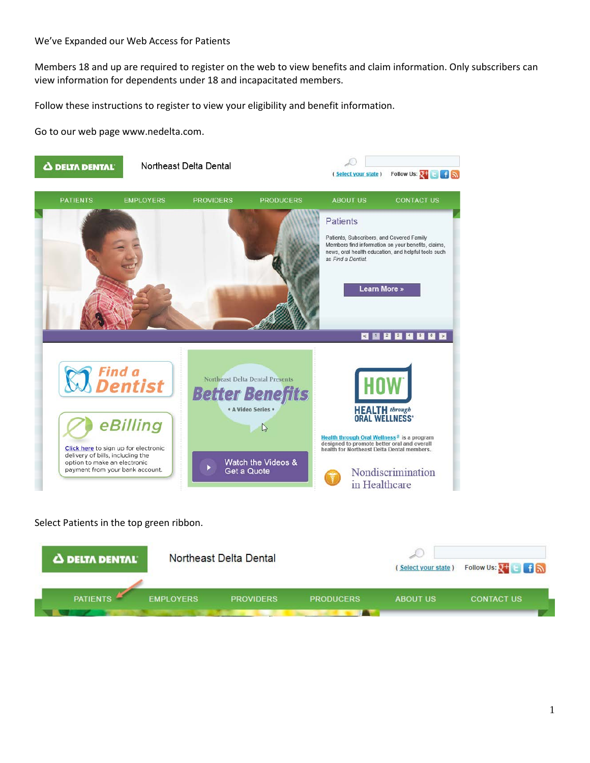We've Expanded our Web Access for Patients

Members 18 and up are required to register on the web to view benefits and claim information. Only subscribers can view information for dependents under 18 and incapacitated members.

Follow these instructions to register to view your eligibility and benefit information.

Go to our web page www.nedelta.com.

Select Patients in the top green ribbon.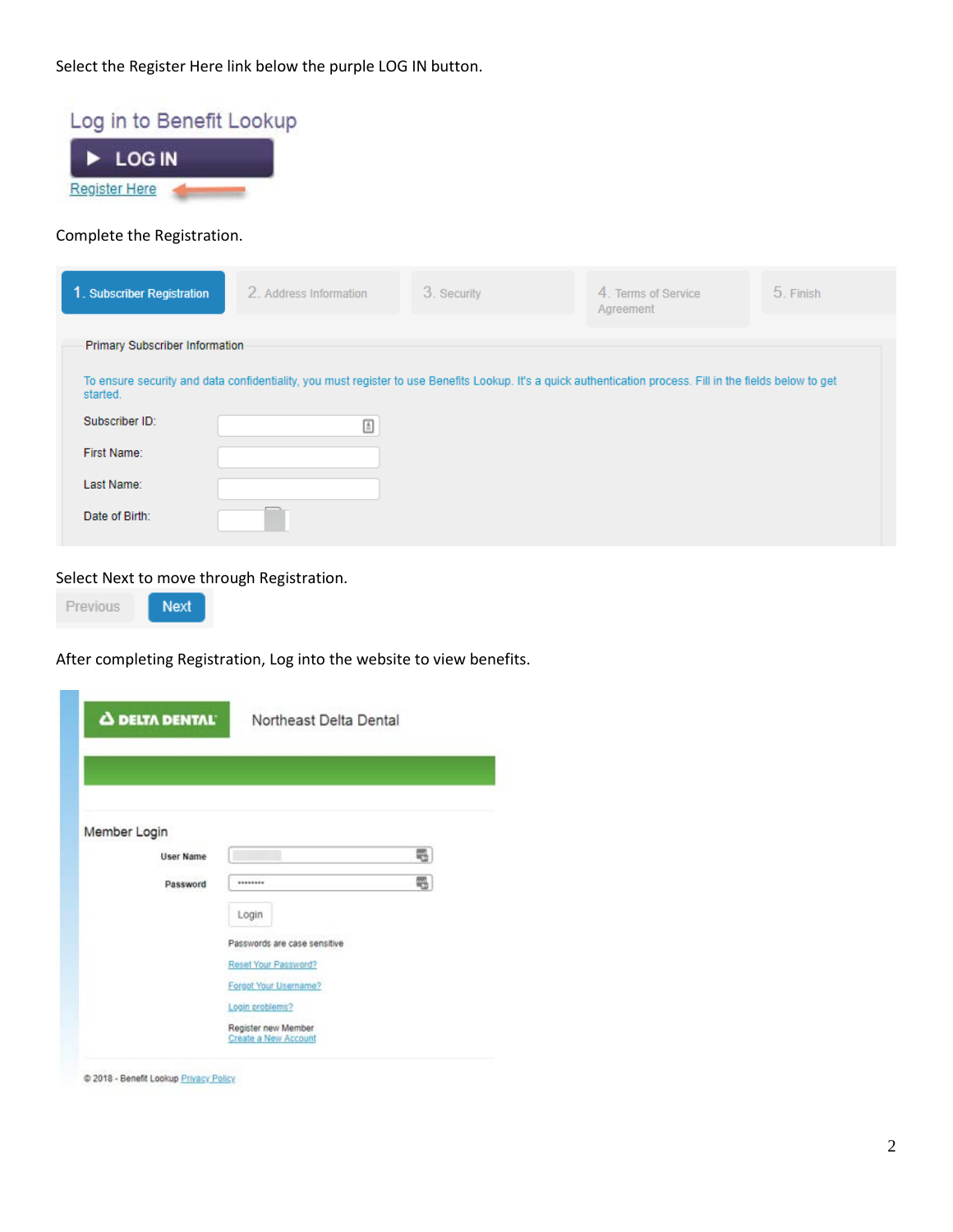Select the Register Here link below the purple LOG IN button.

Log in to Benefit Lookup

LOG IN

Register Here

Complete the Registration.

1. Subscriber Registration | 2. Address Information | 3. Security | 4. Terms of Service Agreement | 5. Finish

Primary Subscriber Information

To ensure security and data confidentiality, you must register to use Benefits Lookup. It's a quick authentication process. Fill in the fields below to get started.

Subscriber ID:

First Name:

Last Name:

Date of Birth:

Select Next to move through Registration.

Previous | Next

After completing Registration, Log into the website to view benefits.

DELTA DENTAL | Northeast Delta Dental

Member Login

User Name

Password

Login

Passwords are case sensitive

Reset Your Password?

Forgot Your Username?

Login problems?

Register new Member
Create a New Account

© 2018 - Benefit Lookup Privacy Policy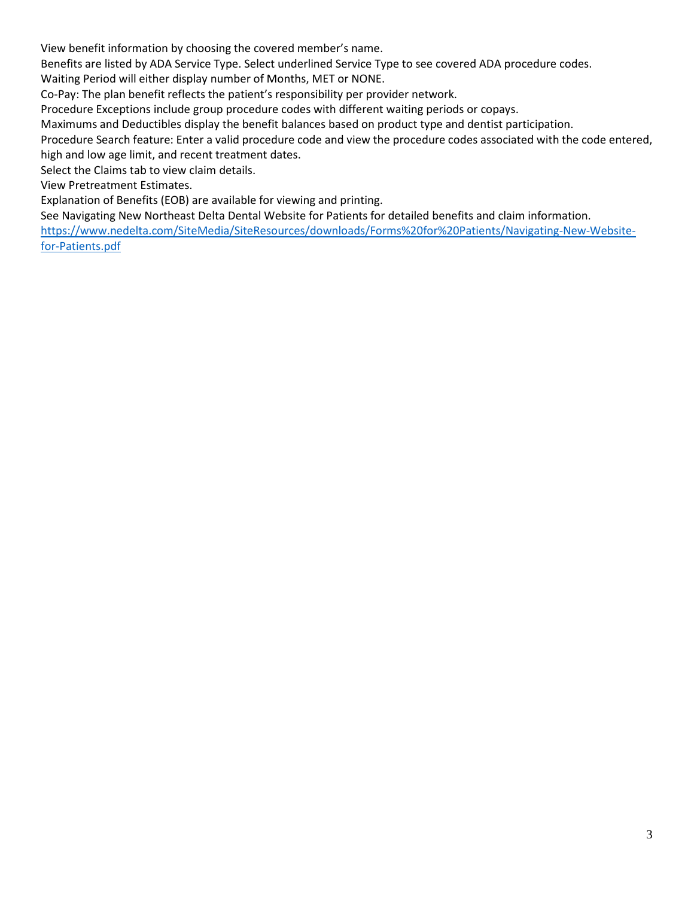View benefit information by choosing the covered member's name.

Benefits are listed by ADA Service Type. Select underlined Service Type to see covered ADA procedure codes.

Waiting Period will either display number of Months, MET or NONE.

Co-Pay: The plan benefit reflects the patient's responsibility per provider network.

Procedure Exceptions include group procedure codes with different waiting periods or copays.

Maximums and Deductibles display the benefit balances based on product type and dentist participation.

Procedure Search feature: Enter a valid procedure code and view the procedure codes associated with the code entered, high and low age limit, and recent treatment dates.

Select the Claims tab to view claim details.

View Pretreatment Estimates.

Explanation of Benefits (EOB) are available for viewing and printing.

See Navigating New Northeast Delta Dental Website for Patients for detailed benefits and claim information.
[https://www.nedelta.com/SiteMedia/SiteResources/downloads/Forms%20for%20Patients/Navigating-New-Website-for-Patients.pdf](https://www.nedelta.com/SiteMedia/SiteResources/downloads/Forms%20for%20Patients/Navigating-New-Website-for-Patients.pdf)